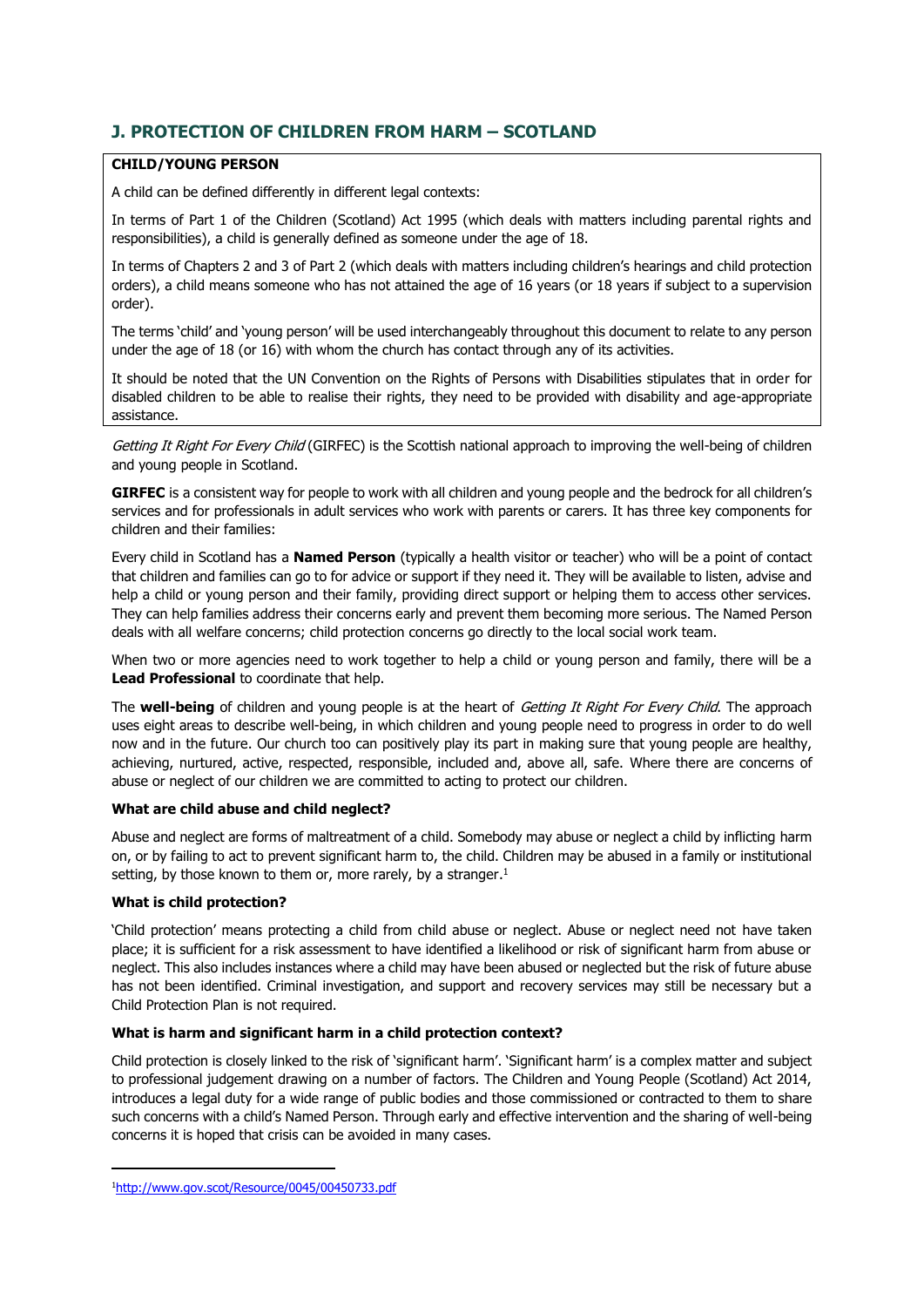## J. PROTECTION OF CHILDREN FROM HARM – SCOTLAND

**CHILD/YOUNG PERSON**

A child can be defined differently in different legal contexts:

In terms of Part 1 of the Children (Scotland) Act 1995 (which deals with matters including parental rights and responsibilities), a child is generally defined as someone under the age of 18.

In terms of Chapters 2 and 3 of Part 2 (which deals with matters including children's hearings and child protection orders), a child means someone who has not attained the age of 16 years (or 18 years if subject to a supervision order).

The terms 'child' and 'young person' will be used interchangeably throughout this document to relate to any person under the age of 18 (or 16) with whom the church has contact through any of its activities.

It should be noted that the UN Convention on the Rights of Persons with Disabilities stipulates that in order for disabled children to be able to realise their rights, they need to be provided with disability and age-appropriate assistance.

*Getting It Right For Every Child* (GIRFEC) is the Scottish national approach to improving the well-being of children and young people in Scotland.

**GIRFEC** is a consistent way for people to work with all children and young people and the bedrock for all children's services and for professionals in adult services who work with parents or carers. It has three key components for children and their families:

Every child in Scotland has a **Named Person** (typically a health visitor or teacher) who will be a point of contact that children and families can go to for advice or support if they need it. They will be available to listen, advise and help a child or young person and their family, providing direct support or helping them to access other services. They can help families address their concerns early and prevent them becoming more serious. The Named Person deals with all welfare concerns; child protection concerns go directly to the local social work team.

When two or more agencies need to work together to help a child or young person and family, there will be a **Lead Professional** to coordinate that help.

The **well-being** of children and young people is at the heart of *Getting It Right For Every Child*. The approach uses eight areas to describe well-being, in which children and young people need to progress in order to do well now and in the future. Our church too can positively play its part in making sure that young people are healthy, achieving, nurtured, active, respected, responsible, included and, above all, safe. Where there are concerns of abuse or neglect of our children we are committed to acting to protect our children.

**What are child abuse and child neglect?**

Abuse and neglect are forms of maltreatment of a child. Somebody may abuse or neglect a child by inflicting harm on, or by failing to act to prevent significant harm to, the child. Children may be abused in a family or institutional setting, by those known to them or, more rarely, by a stranger.[1]

**What is child protection?**

'Child protection' means protecting a child from child abuse or neglect. Abuse or neglect need not have taken place; it is sufficient for a risk assessment to have identified a likelihood or risk of significant harm from abuse or neglect. This also includes instances where a child may have been abused or neglected but the risk of future abuse has not been identified. Criminal investigation, and support and recovery services may still be necessary but a Child Protection Plan is not required.

**What is harm and significant harm in a child protection context?**

Child protection is closely linked to the risk of 'significant harm'. 'Significant harm' is a complex matter and subject to professional judgement drawing on a number of factors. The Children and Young People (Scotland) Act 2014, introduces a legal duty for a wide range of public bodies and those commissioned or contracted to them to share such concerns with a child's Named Person. Through early and effective intervention and the sharing of well-being concerns it is hoped that crisis can be avoided in many cases.

[1] http://www.gov.scot/Resource/0045/00450733.pdf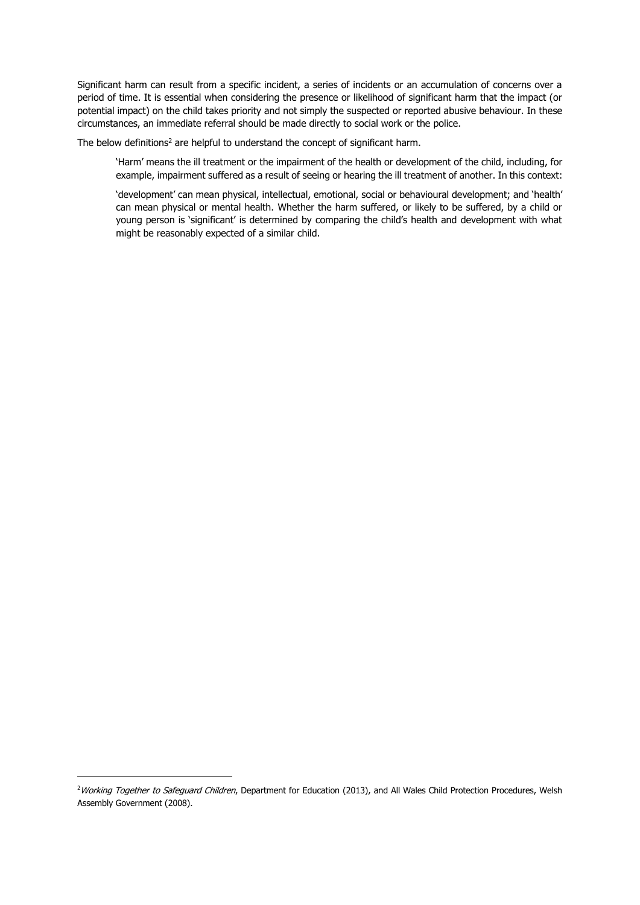Significant harm can result from a specific incident, a series of incidents or an accumulation of concerns over a period of time. It is essential when considering the presence or likelihood of significant harm that the impact (or potential impact) on the child takes priority and not simply the suspected or reported abusive behaviour. In these circumstances, an immediate referral should be made directly to social work or the police.

The below definitions[2] are helpful to understand the concept of significant harm.

> 'Harm' means the ill treatment or the impairment of the health or development of the child, including, for example, impairment suffered as a result of seeing or hearing the ill treatment of another. In this context:
>
> 'development' can mean physical, intellectual, emotional, social or behavioural development; and 'health' can mean physical or mental health. Whether the harm suffered, or likely to be suffered, by a child or young person is 'significant' is determined by comparing the child's health and development with what might be reasonably expected of a similar child.

---

[2] *Working Together to Safeguard Children*, Department for Education (2013), and All Wales Child Protection Procedures, Welsh Assembly Government (2008).